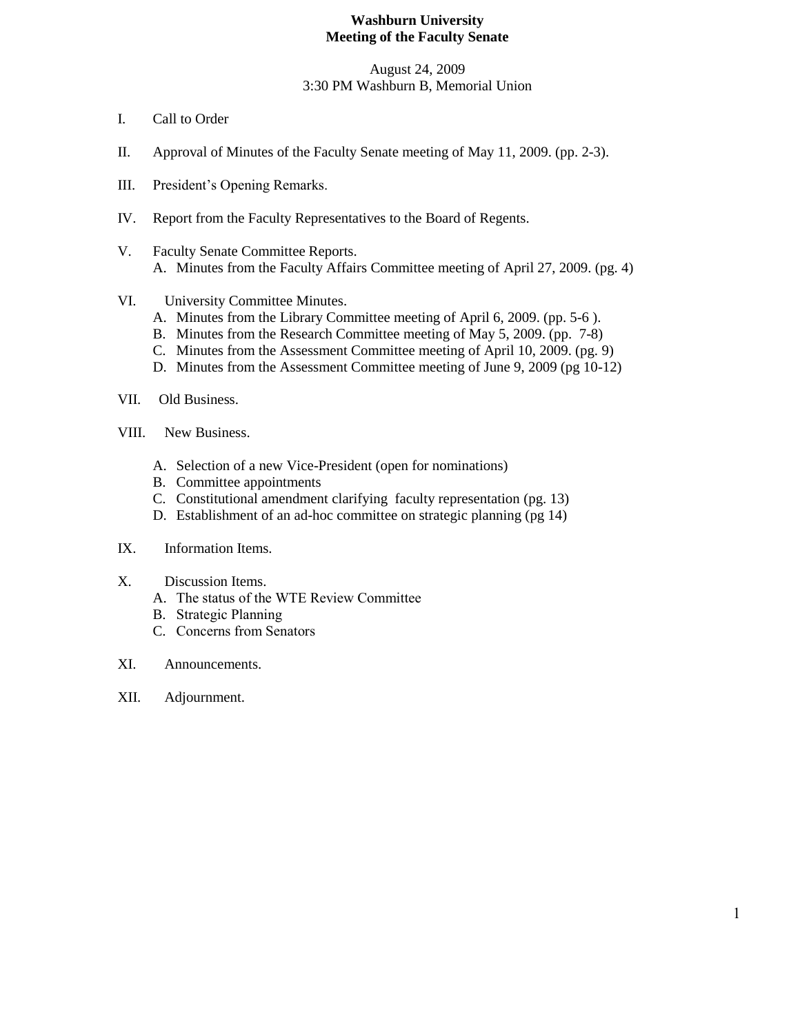# Washburn University
## Meeting of the Faculty Senate

August 24, 2009
3:30 PM Washburn B, Memorial Union

I. Call to Order

II. Approval of Minutes of the Faculty Senate meeting of May 11, 2009. (pp. 2-3).

III. President's Opening Remarks.

IV. Report from the Faculty Representatives to the Board of Regents.

V. Faculty Senate Committee Reports.
   A. Minutes from the Faculty Affairs Committee meeting of April 27, 2009. (pg. 4)

VI. University Committee Minutes.
   A. Minutes from the Library Committee meeting of April 6, 2009. (pp. 5-6 ).
   B. Minutes from the Research Committee meeting of May 5, 2009. (pp. 7-8)
   C. Minutes from the Assessment Committee meeting of April 10, 2009. (pg. 9)
   D. Minutes from the Assessment Committee meeting of June 9, 2009 (pg 10-12)

VII. Old Business.

VIII. New Business.

   A. Selection of a new Vice-President (open for nominations)
   B. Committee appointments
   C. Constitutional amendment clarifying faculty representation (pg. 13)
   D. Establishment of an ad-hoc committee on strategic planning (pg 14)

IX. Information Items.

X. Discussion Items.
   A. The status of the WTE Review Committee
   B. Strategic Planning
   C. Concerns from Senators

XI. Announcements.

XII. Adjournment.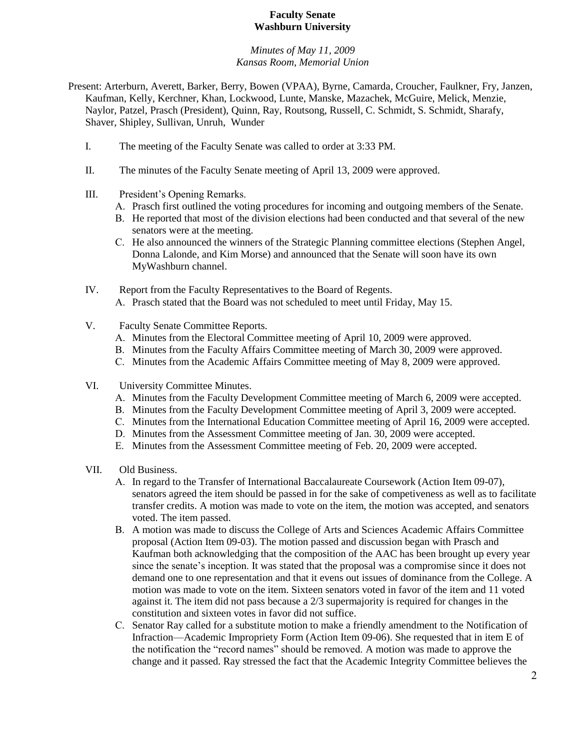**Faculty Senate**
**Washburn University**

*Minutes of May 11, 2009*
*Kansas Room, Memorial Union*

Present: Arterburn, Averett, Barker, Berry, Bowen (VPAA), Byrne, Camarda, Croucher, Faulkner, Fry, Janzen, Kaufman, Kelly, Kerchner, Khan, Lockwood, Lunte, Manske, Mazachek, McGuire, Melick, Menzie, Naylor, Patzel, Prasch (President), Quinn, Ray, Routsong, Russell, C. Schmidt, S. Schmidt, Sharafy, Shaver, Shipley, Sullivan, Unruh, Wunder

I. The meeting of the Faculty Senate was called to order at 3:33 PM.

II. The minutes of the Faculty Senate meeting of April 13, 2009 were approved.

III. President's Opening Remarks.
   A. Prasch first outlined the voting procedures for incoming and outgoing members of the Senate.
   B. He reported that most of the division elections had been conducted and that several of the new senators were at the meeting.
   C. He also announced the winners of the Strategic Planning committee elections (Stephen Angel, Donna Lalonde, and Kim Morse) and announced that the Senate will soon have its own MyWashburn channel.

IV. Report from the Faculty Representatives to the Board of Regents.
   A. Prasch stated that the Board was not scheduled to meet until Friday, May 15.

V. Faculty Senate Committee Reports.
   A. Minutes from the Electoral Committee meeting of April 10, 2009 were approved.
   B. Minutes from the Faculty Affairs Committee meeting of March 30, 2009 were approved.
   C. Minutes from the Academic Affairs Committee meeting of May 8, 2009 were approved.

VI. University Committee Minutes.
   A. Minutes from the Faculty Development Committee meeting of March 6, 2009 were accepted.
   B. Minutes from the Faculty Development Committee meeting of April 3, 2009 were accepted.
   C. Minutes from the International Education Committee meeting of April 16, 2009 were accepted.
   D. Minutes from the Assessment Committee meeting of Jan. 30, 2009 were accepted.
   E. Minutes from the Assessment Committee meeting of Feb. 20, 2009 were accepted.

VII. Old Business.
   A. In regard to the Transfer of International Baccalaureate Coursework (Action Item 09-07), senators agreed the item should be passed in for the sake of competiveness as well as to facilitate transfer credits. A motion was made to vote on the item, the motion was accepted, and senators voted. The item passed.
   B. A motion was made to discuss the College of Arts and Sciences Academic Affairs Committee proposal (Action Item 09-03). The motion passed and discussion began with Prasch and Kaufman both acknowledging that the composition of the AAC has been brought up every year since the senate's inception. It was stated that the proposal was a compromise since it does not demand one to one representation and that it evens out issues of dominance from the College. A motion was made to vote on the item. Sixteen senators voted in favor of the item and 11 voted against it. The item did not pass because a 2/3 supermajority is required for changes in the constitution and sixteen votes in favor did not suffice.
   C. Senator Ray called for a substitute motion to make a friendly amendment to the Notification of Infraction—Academic Impropriety Form (Action Item 09-06). She requested that in item E of the notification the "record names" should be removed. A motion was made to approve the change and it passed. Ray stressed the fact that the Academic Integrity Committee believes the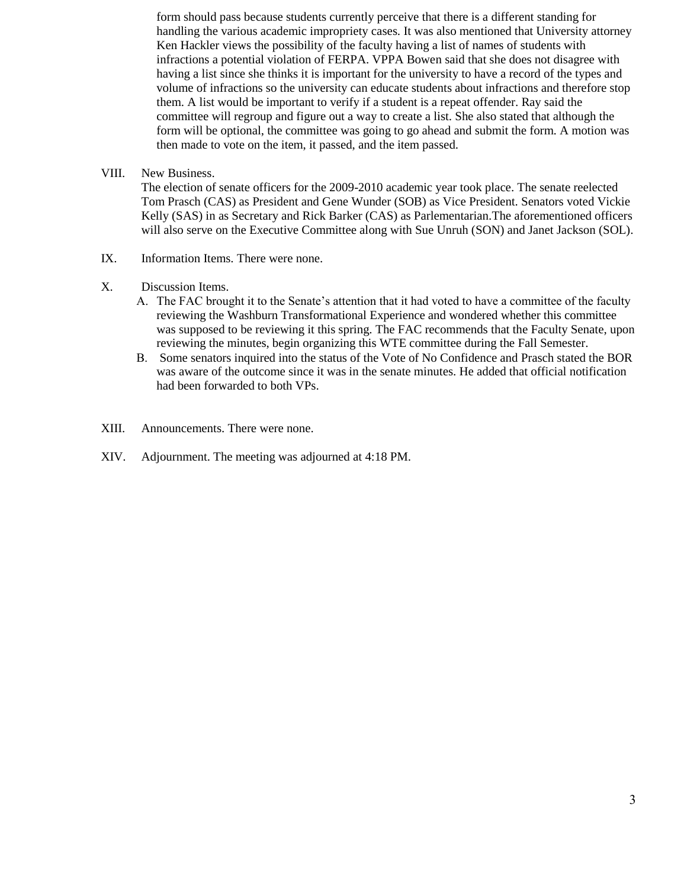form should pass because students currently perceive that there is a different standing for handling the various academic impropriety cases. It was also mentioned that University attorney Ken Hackler views the possibility of the faculty having a list of names of students with infractions a potential violation of FERPA. VPPA Bowen said that she does not disagree with having a list since she thinks it is important for the university to have a record of the types and volume of infractions so the university can educate students about infractions and therefore stop them. A list would be important to verify if a student is a repeat offender. Ray said the committee will regroup and figure out a way to create a list. She also stated that although the form will be optional, the committee was going to go ahead and submit the form. A motion was then made to vote on the item, it passed, and the item passed.

VIII. New Business.

The election of senate officers for the 2009-2010 academic year took place. The senate reelected Tom Prasch (CAS) as President and Gene Wunder (SOB) as Vice President. Senators voted Vickie Kelly (SAS) in as Secretary and Rick Barker (CAS) as Parlementarian.The aforementioned officers will also serve on the Executive Committee along with Sue Unruh (SON) and Janet Jackson (SOL).

IX. Information Items. There were none.

X. Discussion Items.

A. The FAC brought it to the Senate's attention that it had voted to have a committee of the faculty reviewing the Washburn Transformational Experience and wondered whether this committee was supposed to be reviewing it this spring. The FAC recommends that the Faculty Senate, upon reviewing the minutes, begin organizing this WTE committee during the Fall Semester.

B. Some senators inquired into the status of the Vote of No Confidence and Prasch stated the BOR was aware of the outcome since it was in the senate minutes. He added that official notification had been forwarded to both VPs.

XIII. Announcements. There were none.

XIV. Adjournment. The meeting was adjourned at 4:18 PM.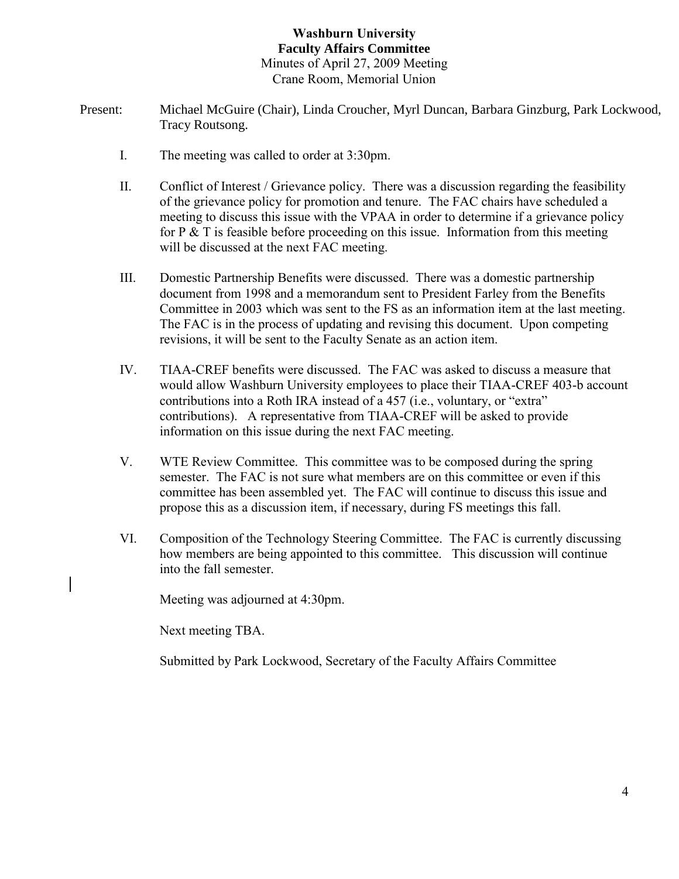**Washburn University**
**Faculty Affairs Committee**
Minutes of April 27, 2009 Meeting
Crane Room, Memorial Union

Present: Michael McGuire (Chair), Linda Croucher, Myrl Duncan, Barbara Ginzburg, Park Lockwood, Tracy Routsong.

I. The meeting was called to order at 3:30pm.

II. Conflict of Interest / Grievance policy. There was a discussion regarding the feasibility of the grievance policy for promotion and tenure. The FAC chairs have scheduled a meeting to discuss this issue with the VPAA in order to determine if a grievance policy for P & T is feasible before proceeding on this issue. Information from this meeting will be discussed at the next FAC meeting.

III. Domestic Partnership Benefits were discussed. There was a domestic partnership document from 1998 and a memorandum sent to President Farley from the Benefits Committee in 2003 which was sent to the FS as an information item at the last meeting. The FAC is in the process of updating and revising this document. Upon competing revisions, it will be sent to the Faculty Senate as an action item.

IV. TIAA-CREF benefits were discussed. The FAC was asked to discuss a measure that would allow Washburn University employees to place their TIAA-CREF 403-b account contributions into a Roth IRA instead of a 457 (i.e., voluntary, or "extra" contributions). A representative from TIAA-CREF will be asked to provide information on this issue during the next FAC meeting.

V. WTE Review Committee. This committee was to be composed during the spring semester. The FAC is not sure what members are on this committee or even if this committee has been assembled yet. The FAC will continue to discuss this issue and propose this as a discussion item, if necessary, during FS meetings this fall.

VI. Composition of the Technology Steering Committee. The FAC is currently discussing how members are being appointed to this committee. This discussion will continue into the fall semester.

Meeting was adjourned at 4:30pm.

Next meeting TBA.

Submitted by Park Lockwood, Secretary of the Faculty Affairs Committee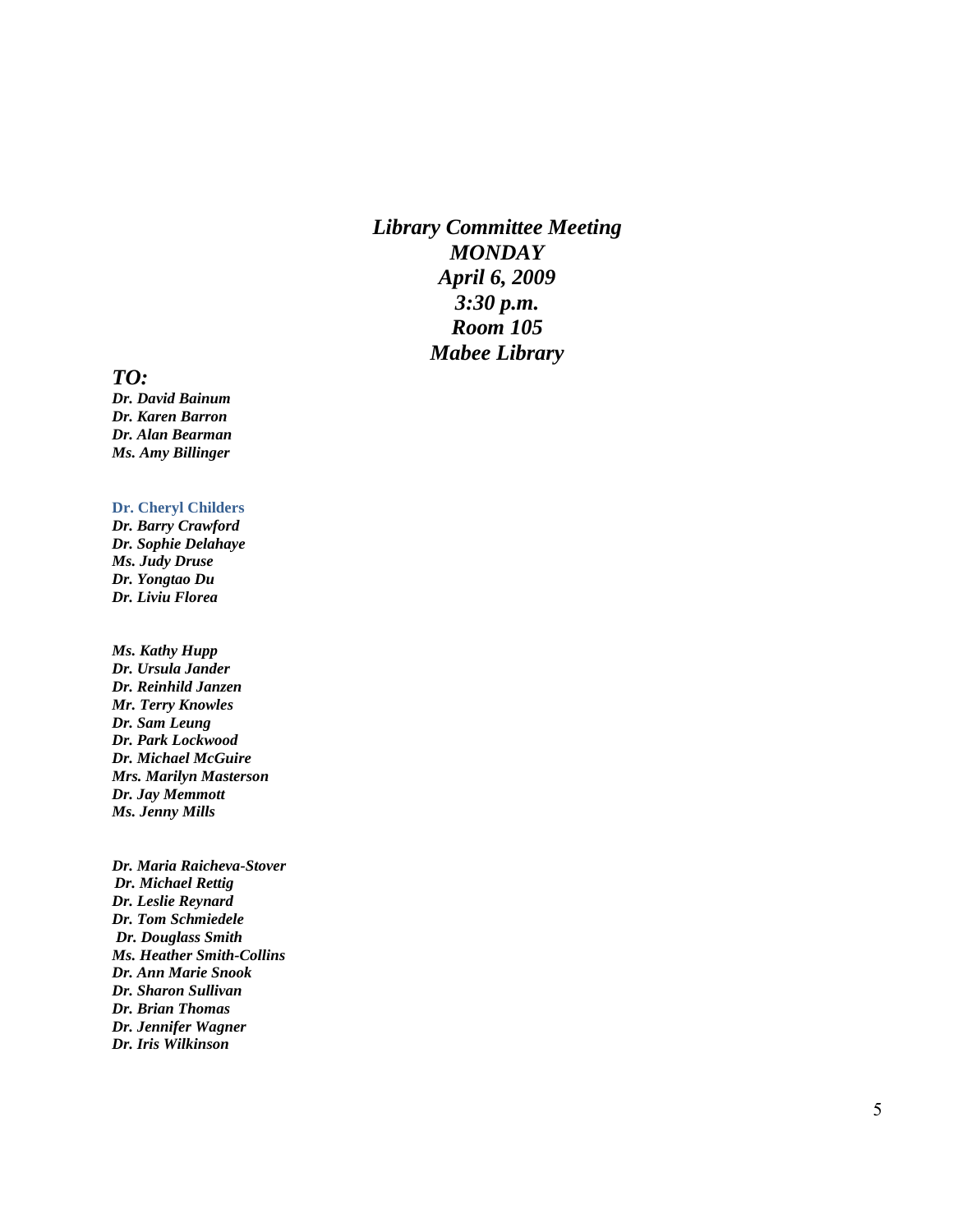***Library Committee Meeting***
***MONDAY***
***April 6, 2009***
***3:30 p.m.***
***Room 105***
***Mabee Library***

***TO:***

***Dr. David Bainum***
***Dr. Karen Barron***
***Dr. Alan Bearman***
***Ms. Amy Billinger***

**Dr. Cheryl Childers**
***Dr. Barry Crawford***
***Dr. Sophie Delahaye***
***Ms. Judy Druse***
***Dr. Yongtao Du***
***Dr. Liviu Florea***

***Ms. Kathy Hupp***
***Dr. Ursula Jander***
***Dr. Reinhild Janzen***
***Mr. Terry Knowles***
***Dr. Sam Leung***
***Dr. Park Lockwood***
***Dr. Michael McGuire***
***Mrs. Marilyn Masterson***
***Dr. Jay Memmott***
***Ms. Jenny Mills***

***Dr. Maria Raicheva-Stover***
***Dr. Michael Rettig***
***Dr. Leslie Reynard***
***Dr. Tom Schmiedele***
***Dr. Douglass Smith***
***Ms. Heather Smith-Collins***
***Dr. Ann Marie Snook***
***Dr. Sharon Sullivan***
***Dr. Brian Thomas***
***Dr. Jennifer Wagner***
***Dr. Iris Wilkinson***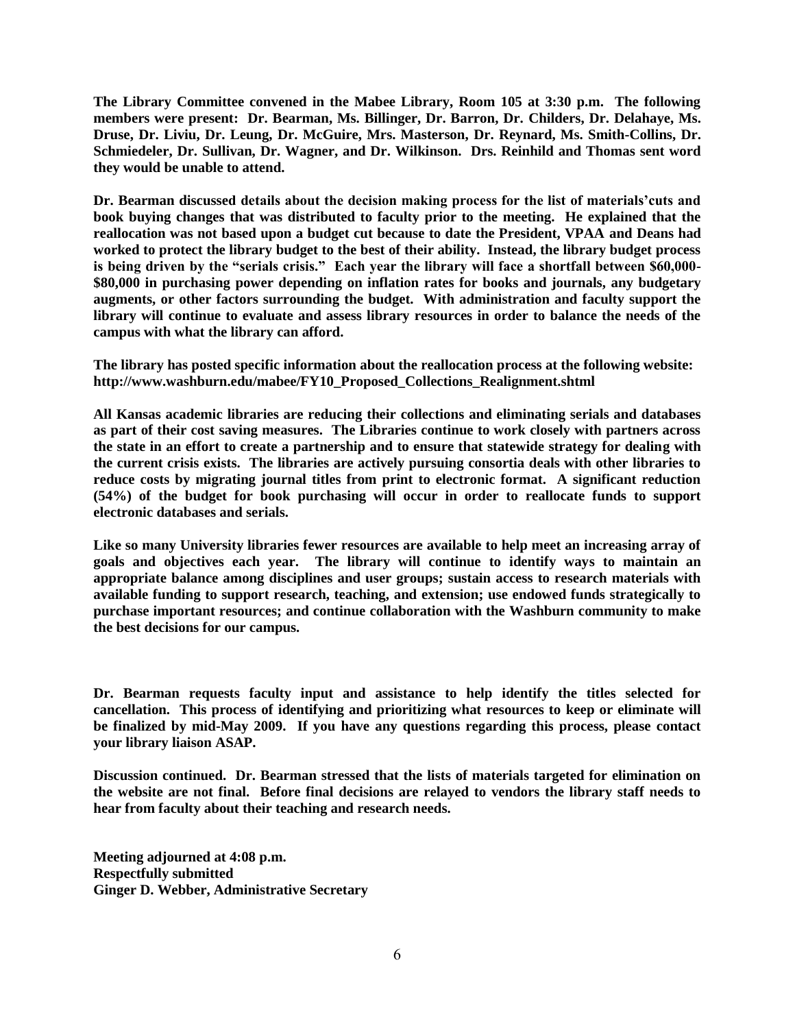**The Library Committee convened in the Mabee Library, Room 105 at 3:30 p.m. The following members were present: Dr. Bearman, Ms. Billinger, Dr. Barron, Dr. Childers, Dr. Delahaye, Ms. Druse, Dr. Liviu, Dr. Leung, Dr. McGuire, Mrs. Masterson, Dr. Reynard, Ms. Smith-Collins, Dr. Schmiedeler, Dr. Sullivan, Dr. Wagner, and Dr. Wilkinson. Drs. Reinhild and Thomas sent word they would be unable to attend.**

**Dr. Bearman discussed details about the decision making process for the list of materials'cuts and book buying changes that was distributed to faculty prior to the meeting. He explained that the reallocation was not based upon a budget cut because to date the President, VPAA and Deans had worked to protect the library budget to the best of their ability. Instead, the library budget process is being driven by the "serials crisis." Each year the library will face a shortfall between $60,000-$80,000 in purchasing power depending on inflation rates for books and journals, any budgetary augments, or other factors surrounding the budget. With administration and faculty support the library will continue to evaluate and assess library resources in order to balance the needs of the campus with what the library can afford.**

**The library has posted specific information about the reallocation process at the following website: http://www.washburn.edu/mabee/FY10_Proposed_Collections_Realignment.shtml**

**All Kansas academic libraries are reducing their collections and eliminating serials and databases as part of their cost saving measures. The Libraries continue to work closely with partners across the state in an effort to create a partnership and to ensure that statewide strategy for dealing with the current crisis exists. The libraries are actively pursuing consortia deals with other libraries to reduce costs by migrating journal titles from print to electronic format. A significant reduction (54%) of the budget for book purchasing will occur in order to reallocate funds to support electronic databases and serials.**

**Like so many University libraries fewer resources are available to help meet an increasing array of goals and objectives each year. The library will continue to identify ways to maintain an appropriate balance among disciplines and user groups; sustain access to research materials with available funding to support research, teaching, and extension; use endowed funds strategically to purchase important resources; and continue collaboration with the Washburn community to make the best decisions for our campus.**

**Dr. Bearman requests faculty input and assistance to help identify the titles selected for cancellation. This process of identifying and prioritizing what resources to keep or eliminate will be finalized by mid-May 2009. If you have any questions regarding this process, please contact your library liaison ASAP.**

**Discussion continued. Dr. Bearman stressed that the lists of materials targeted for elimination on the website are not final. Before final decisions are relayed to vendors the library staff needs to hear from faculty about their teaching and research needs.**

**Meeting adjourned at 4:08 p.m.**
**Respectfully submitted**
**Ginger D. Webber, Administrative Secretary**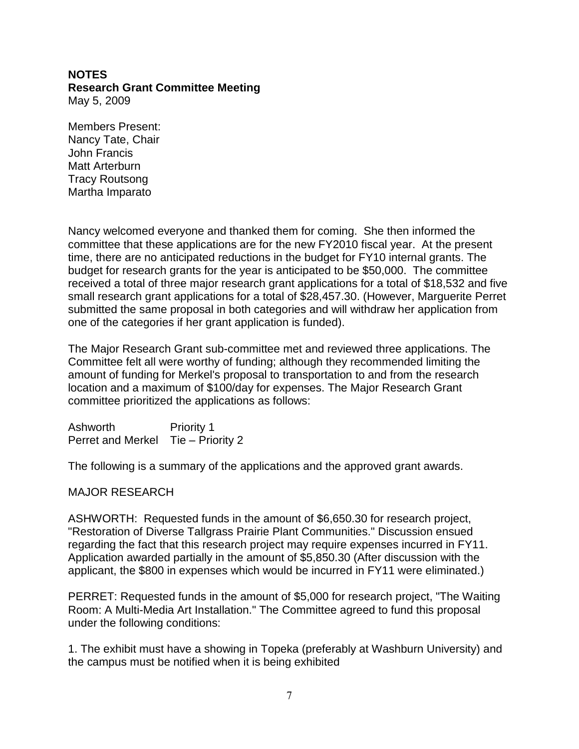**NOTES**
**Research Grant Committee Meeting**
May 5, 2009

Members Present:
Nancy Tate, Chair
John Francis
Matt Arterburn
Tracy Routsong
Martha Imparato

Nancy welcomed everyone and thanked them for coming. She then informed the committee that these applications are for the new FY2010 fiscal year. At the present time, there are no anticipated reductions in the budget for FY10 internal grants. The budget for research grants for the year is anticipated to be $50,000. The committee received a total of three major research grant applications for a total of $18,532 and five small research grant applications for a total of $28,457.30. (However, Marguerite Perret submitted the same proposal in both categories and will withdraw her application from one of the categories if her grant application is funded).

The Major Research Grant sub-committee met and reviewed three applications. The Committee felt all were worthy of funding; although they recommended limiting the amount of funding for Merkel's proposal to transportation to and from the research location and a maximum of $100/day for expenses. The Major Research Grant committee prioritized the applications as follows:

Ashworth Priority 1
Perret and Merkel Tie – Priority 2

The following is a summary of the applications and the approved grant awards.

MAJOR RESEARCH

ASHWORTH: Requested funds in the amount of $6,650.30 for research project, "Restoration of Diverse Tallgrass Prairie Plant Communities." Discussion ensued regarding the fact that this research project may require expenses incurred in FY11. Application awarded partially in the amount of $5,850.30 (After discussion with the applicant, the $800 in expenses which would be incurred in FY11 were eliminated.)

PERRET: Requested funds in the amount of $5,000 for research project, "The Waiting Room: A Multi-Media Art Installation." The Committee agreed to fund this proposal under the following conditions:

1. The exhibit must have a showing in Topeka (preferably at Washburn University) and the campus must be notified when it is being exhibited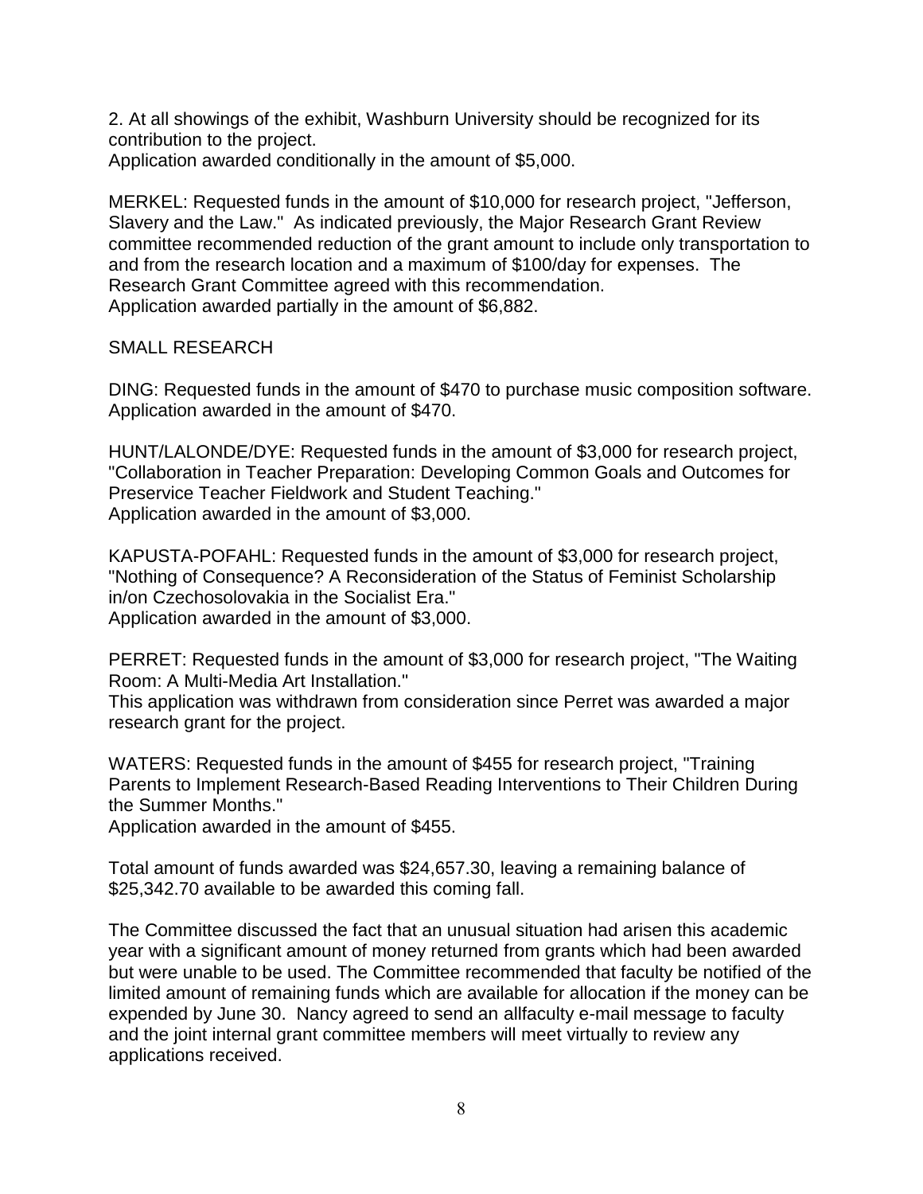2. At all showings of the exhibit, Washburn University should be recognized for its contribution to the project.
Application awarded conditionally in the amount of $5,000.

MERKEL: Requested funds in the amount of $10,000 for research project, "Jefferson, Slavery and the Law." As indicated previously, the Major Research Grant Review committee recommended reduction of the grant amount to include only transportation to and from the research location and a maximum of $100/day for expenses. The Research Grant Committee agreed with this recommendation.
Application awarded partially in the amount of $6,882.

SMALL RESEARCH

DING: Requested funds in the amount of $470 to purchase music composition software.
Application awarded in the amount of $470.

HUNT/LALONDE/DYE: Requested funds in the amount of $3,000 for research project, "Collaboration in Teacher Preparation: Developing Common Goals and Outcomes for Preservice Teacher Fieldwork and Student Teaching."
Application awarded in the amount of $3,000.

KAPUSTA-POFAHL: Requested funds in the amount of $3,000 for research project, "Nothing of Consequence? A Reconsideration of the Status of Feminist Scholarship in/on Czechosolovakia in the Socialist Era."
Application awarded in the amount of $3,000.

PERRET: Requested funds in the amount of $3,000 for research project, "The Waiting Room: A Multi-Media Art Installation."
This application was withdrawn from consideration since Perret was awarded a major research grant for the project.

WATERS: Requested funds in the amount of $455 for research project, "Training Parents to Implement Research-Based Reading Interventions to Their Children During the Summer Months."
Application awarded in the amount of $455.

Total amount of funds awarded was $24,657.30, leaving a remaining balance of $25,342.70 available to be awarded this coming fall.

The Committee discussed the fact that an unusual situation had arisen this academic year with a significant amount of money returned from grants which had been awarded but were unable to be used. The Committee recommended that faculty be notified of the limited amount of remaining funds which are available for allocation if the money can be expended by June 30. Nancy agreed to send an allfaculty e-mail message to faculty and the joint internal grant committee members will meet virtually to review any applications received.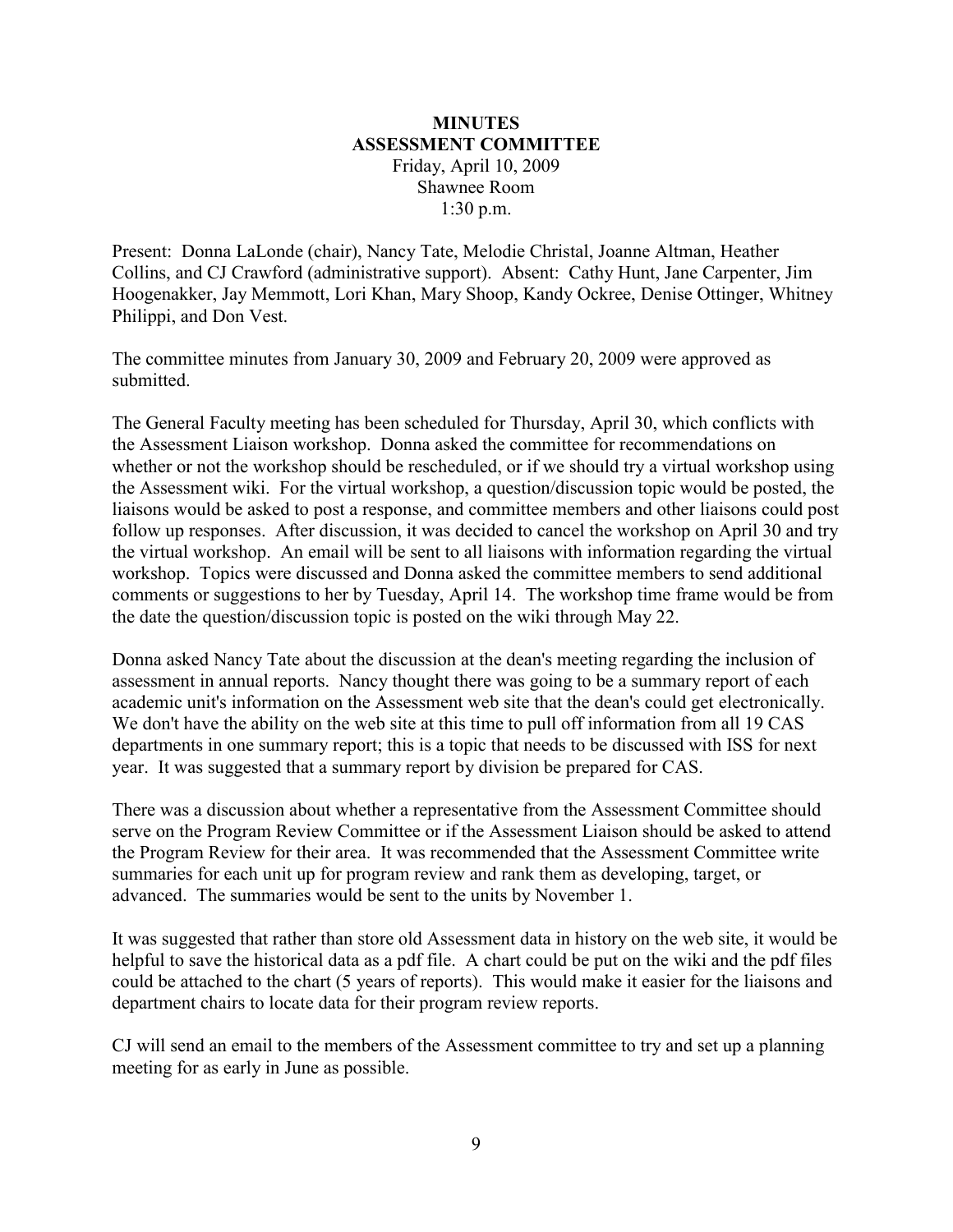**MINUTES**
**ASSESSMENT COMMITTEE**
Friday, April 10, 2009
Shawnee Room
1:30 p.m.

Present: Donna LaLonde (chair), Nancy Tate, Melodie Christal, Joanne Altman, Heather Collins, and CJ Crawford (administrative support). Absent: Cathy Hunt, Jane Carpenter, Jim Hoogenakker, Jay Memmott, Lori Khan, Mary Shoop, Kandy Ockree, Denise Ottinger, Whitney Philippi, and Don Vest.

The committee minutes from January 30, 2009 and February 20, 2009 were approved as submitted.

The General Faculty meeting has been scheduled for Thursday, April 30, which conflicts with the Assessment Liaison workshop. Donna asked the committee for recommendations on whether or not the workshop should be rescheduled, or if we should try a virtual workshop using the Assessment wiki. For the virtual workshop, a question/discussion topic would be posted, the liaisons would be asked to post a response, and committee members and other liaisons could post follow up responses. After discussion, it was decided to cancel the workshop on April 30 and try the virtual workshop. An email will be sent to all liaisons with information regarding the virtual workshop. Topics were discussed and Donna asked the committee members to send additional comments or suggestions to her by Tuesday, April 14. The workshop time frame would be from the date the question/discussion topic is posted on the wiki through May 22.

Donna asked Nancy Tate about the discussion at the dean's meeting regarding the inclusion of assessment in annual reports. Nancy thought there was going to be a summary report of each academic unit's information on the Assessment web site that the dean's could get electronically. We don't have the ability on the web site at this time to pull off information from all 19 CAS departments in one summary report; this is a topic that needs to be discussed with ISS for next year. It was suggested that a summary report by division be prepared for CAS.

There was a discussion about whether a representative from the Assessment Committee should serve on the Program Review Committee or if the Assessment Liaison should be asked to attend the Program Review for their area. It was recommended that the Assessment Committee write summaries for each unit up for program review and rank them as developing, target, or advanced. The summaries would be sent to the units by November 1.

It was suggested that rather than store old Assessment data in history on the web site, it would be helpful to save the historical data as a pdf file. A chart could be put on the wiki and the pdf files could be attached to the chart (5 years of reports). This would make it easier for the liaisons and department chairs to locate data for their program review reports.

CJ will send an email to the members of the Assessment committee to try and set up a planning meeting for as early in June as possible.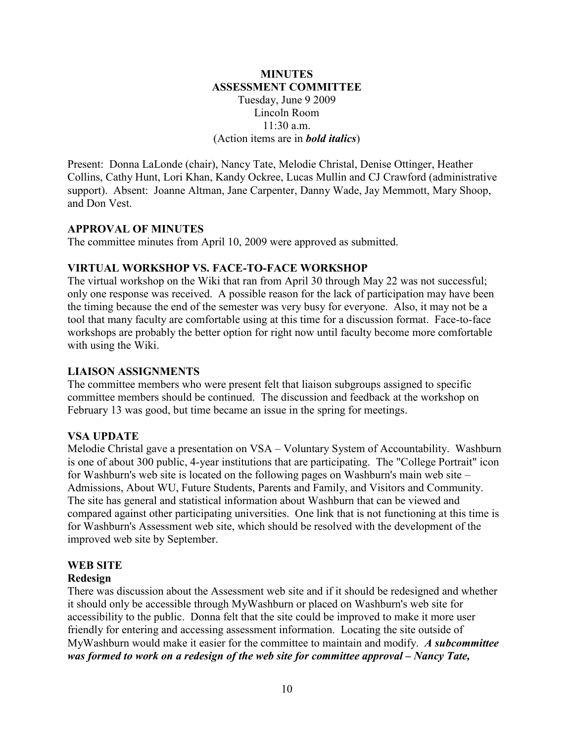**MINUTES**
**ASSESSMENT COMMITTEE**
Tuesday, June 9 2009
Lincoln Room
11:30 a.m.
(Action items are in ***bold italics***)

Present: Donna LaLonde (chair), Nancy Tate, Melodie Christal, Denise Ottinger, Heather Collins, Cathy Hunt, Lori Khan, Kandy Ockree, Lucas Mullin and CJ Crawford (administrative support). Absent: Joanne Altman, Jane Carpenter, Danny Wade, Jay Memmott, Mary Shoop, and Don Vest.

**APPROVAL OF MINUTES**
The committee minutes from April 10, 2009 were approved as submitted.

**VIRTUAL WORKSHOP VS. FACE-TO-FACE WORKSHOP**
The virtual workshop on the Wiki that ran from April 30 through May 22 was not successful; only one response was received. A possible reason for the lack of participation may have been the timing because the end of the semester was very busy for everyone. Also, it may not be a tool that many faculty are comfortable using at this time for a discussion format. Face-to-face workshops are probably the better option for right now until faculty become more comfortable with using the Wiki.

**LIAISON ASSIGNMENTS**
The committee members who were present felt that liaison subgroups assigned to specific committee members should be continued. The discussion and feedback at the workshop on February 13 was good, but time became an issue in the spring for meetings.

**VSA UPDATE**
Melodie Christal gave a presentation on VSA – Voluntary System of Accountability. Washburn is one of about 300 public, 4-year institutions that are participating. The "College Portrait" icon for Washburn's web site is located on the following pages on Washburn's main web site – Admissions, About WU, Future Students, Parents and Family, and Visitors and Community. The site has general and statistical information about Washburn that can be viewed and compared against other participating universities. One link that is not functioning at this time is for Washburn's Assessment web site, which should be resolved with the development of the improved web site by September.

**WEB SITE**
**Redesign**
There was discussion about the Assessment web site and if it should be redesigned and whether it should only be accessible through MyWashburn or placed on Washburn's web site for accessibility to the public. Donna felt that the site could be improved to make it more user friendly for entering and accessing assessment information. Locating the site outside of MyWashburn would make it easier for the committee to maintain and modify. ***A subcommittee was formed to work on a redesign of the web site for committee approval – Nancy Tate,***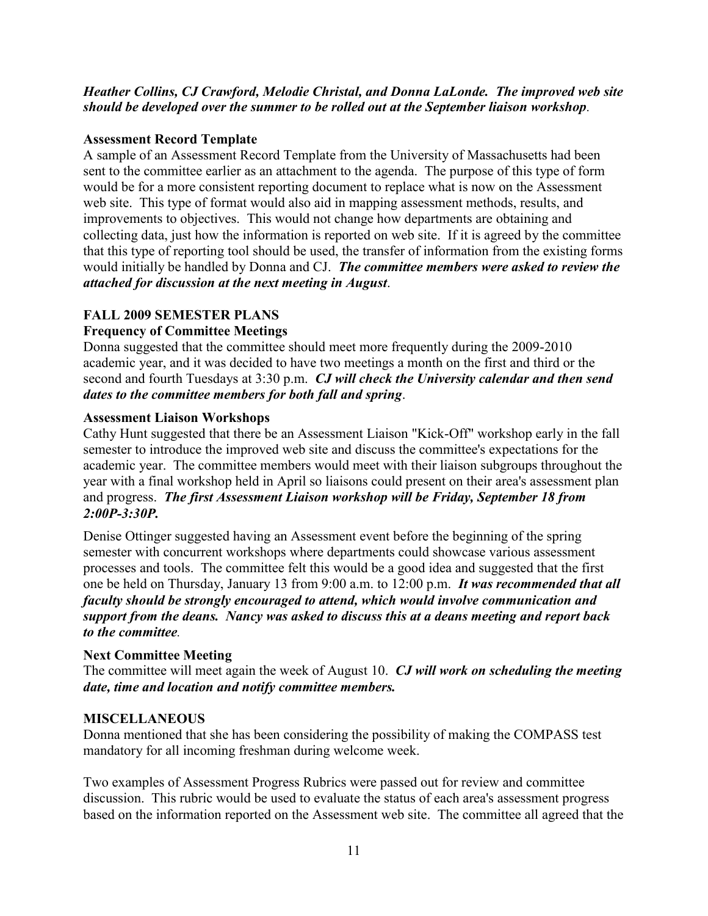***Heather Collins, CJ Crawford, Melodie Christal, and Donna LaLonde. The improved web site should be developed over the summer to be rolled out at the September liaison workshop*.**

**Assessment Record Template**

A sample of an Assessment Record Template from the University of Massachusetts had been sent to the committee earlier as an attachment to the agenda. The purpose of this type of form would be for a more consistent reporting document to replace what is now on the Assessment web site. This type of format would also aid in mapping assessment methods, results, and improvements to objectives. This would not change how departments are obtaining and collecting data, just how the information is reported on web site. If it is agreed by the committee that this type of reporting tool should be used, the transfer of information from the existing forms would initially be handled by Donna and CJ. ***The committee members were asked to review the attached for discussion at the next meeting in August*.**

**FALL 2009 SEMESTER PLANS**

**Frequency of Committee Meetings**

Donna suggested that the committee should meet more frequently during the 2009-2010 academic year, and it was decided to have two meetings a month on the first and third or the second and fourth Tuesdays at 3:30 p.m. ***CJ will check the University calendar and then send dates to the committee members for both fall and spring*.**

**Assessment Liaison Workshops**

Cathy Hunt suggested that there be an Assessment Liaison "Kick-Off" workshop early in the fall semester to introduce the improved web site and discuss the committee's expectations for the academic year. The committee members would meet with their liaison subgroups throughout the year with a final workshop held in April so liaisons could present on their area's assessment plan and progress. ***The first Assessment Liaison workshop will be Friday, September 18 from 2:00P-3:30P.***

Denise Ottinger suggested having an Assessment event before the beginning of the spring semester with concurrent workshops where departments could showcase various assessment processes and tools. The committee felt this would be a good idea and suggested that the first one be held on Thursday, January 13 from 9:00 a.m. to 12:00 p.m. ***It was recommended that all faculty should be strongly encouraged to attend, which would involve communication and support from the deans. Nancy was asked to discuss this at a deans meeting and report back to the committee*.**

**Next Committee Meeting**

The committee will meet again the week of August 10. ***CJ will work on scheduling the meeting date, time and location and notify committee members.***

**MISCELLANEOUS**

Donna mentioned that she has been considering the possibility of making the COMPASS test mandatory for all incoming freshman during welcome week.

Two examples of Assessment Progress Rubrics were passed out for review and committee discussion. This rubric would be used to evaluate the status of each area's assessment progress based on the information reported on the Assessment web site. The committee all agreed that the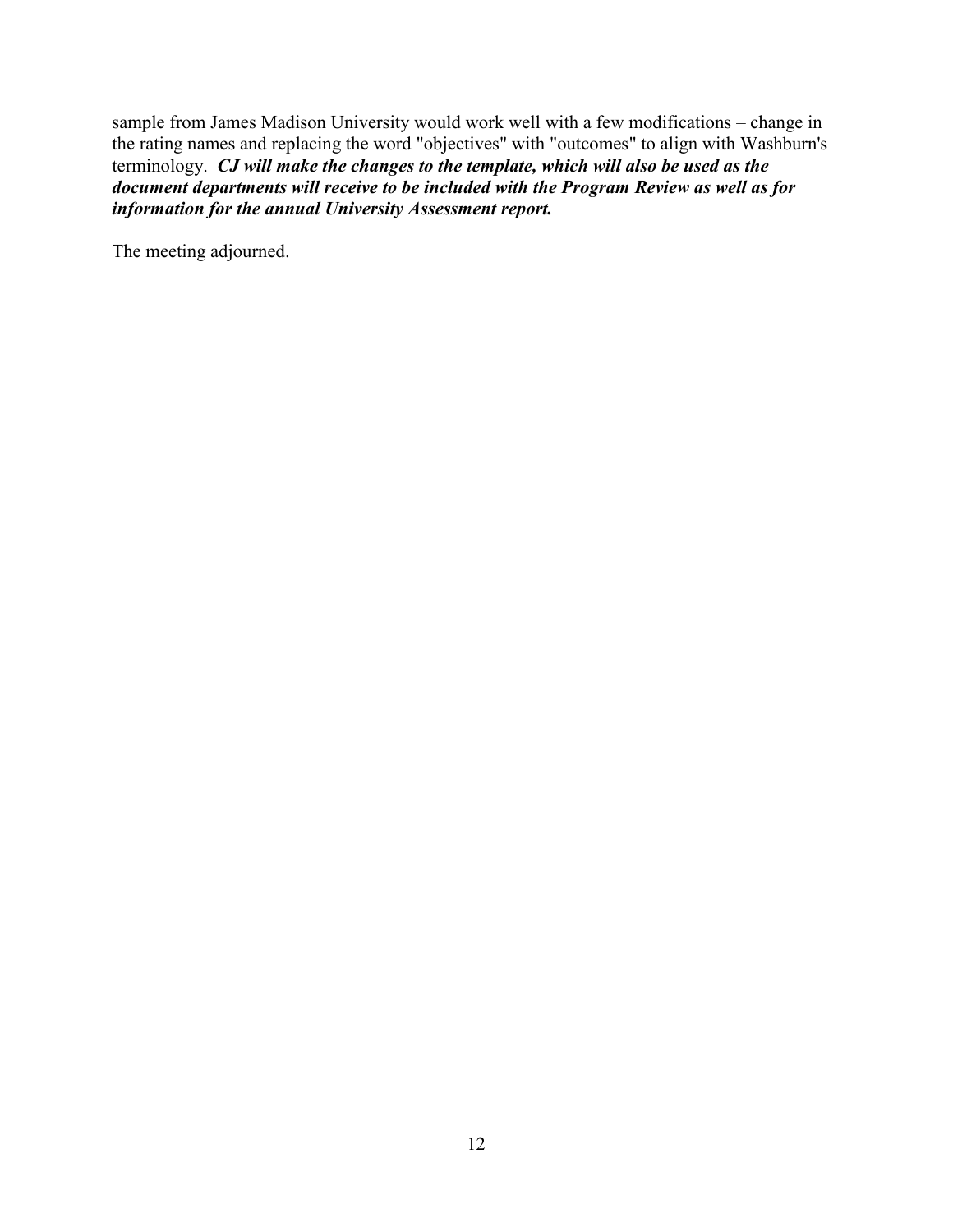sample from James Madison University would work well with a few modifications – change in the rating names and replacing the word "objectives" with "outcomes" to align with Washburn's terminology. ***CJ will make the changes to the template, which will also be used as the document departments will receive to be included with the Program Review as well as for information for the annual University Assessment report.***

The meeting adjourned.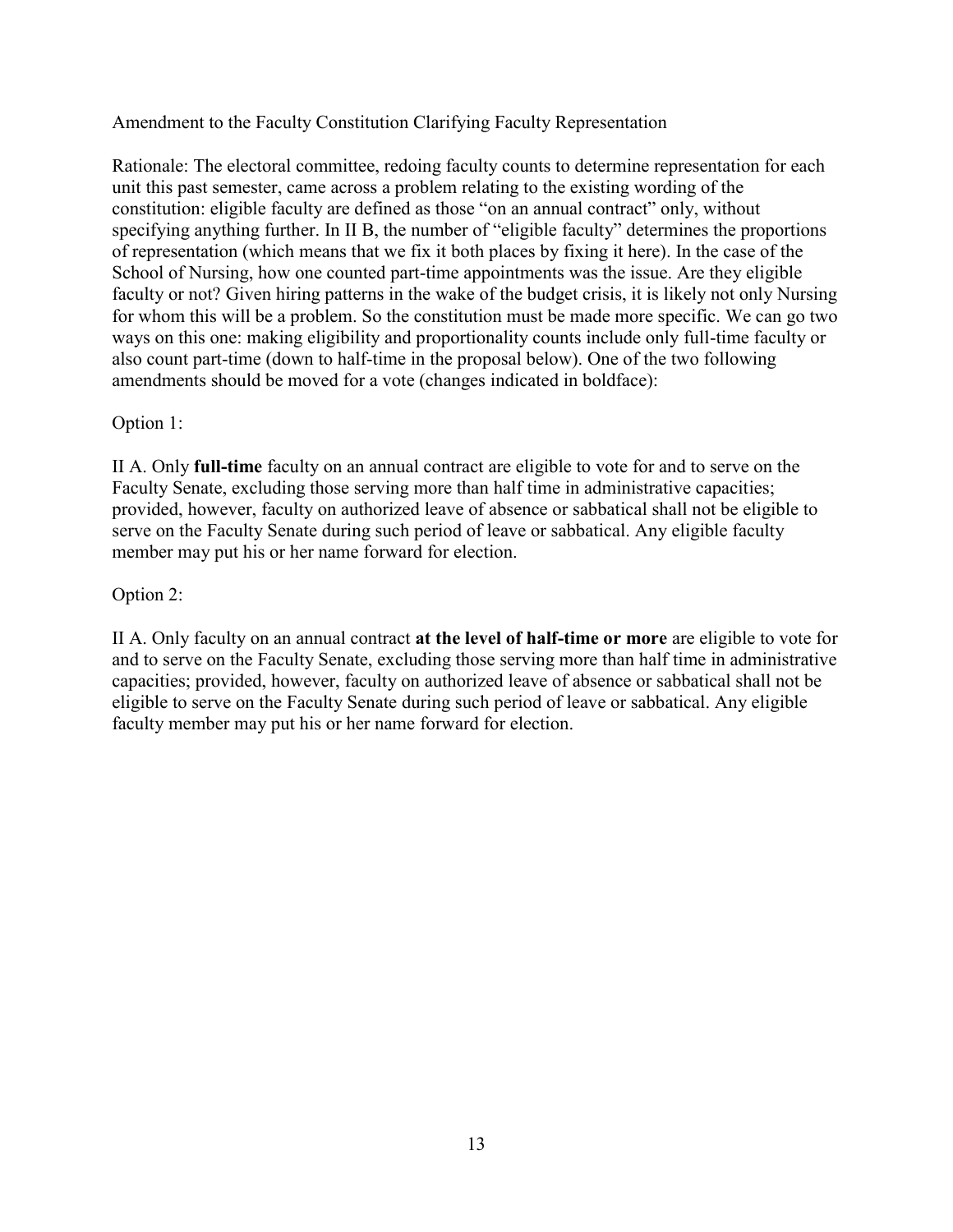Amendment to the Faculty Constitution Clarifying Faculty Representation

Rationale: The electoral committee, redoing faculty counts to determine representation for each unit this past semester, came across a problem relating to the existing wording of the constitution: eligible faculty are defined as those "on an annual contract" only, without specifying anything further. In II B, the number of "eligible faculty" determines the proportions of representation (which means that we fix it both places by fixing it here). In the case of the School of Nursing, how one counted part-time appointments was the issue. Are they eligible faculty or not? Given hiring patterns in the wake of the budget crisis, it is likely not only Nursing for whom this will be a problem. So the constitution must be made more specific. We can go two ways on this one: making eligibility and proportionality counts include only full-time faculty or also count part-time (down to half-time in the proposal below). One of the two following amendments should be moved for a vote (changes indicated in boldface):

Option 1:

II A. Only **full-time** faculty on an annual contract are eligible to vote for and to serve on the Faculty Senate, excluding those serving more than half time in administrative capacities; provided, however, faculty on authorized leave of absence or sabbatical shall not be eligible to serve on the Faculty Senate during such period of leave or sabbatical. Any eligible faculty member may put his or her name forward for election.

Option 2:

II A. Only faculty on an annual contract **at the level of half-time or more** are eligible to vote for and to serve on the Faculty Senate, excluding those serving more than half time in administrative capacities; provided, however, faculty on authorized leave of absence or sabbatical shall not be eligible to serve on the Faculty Senate during such period of leave or sabbatical. Any eligible faculty member may put his or her name forward for election.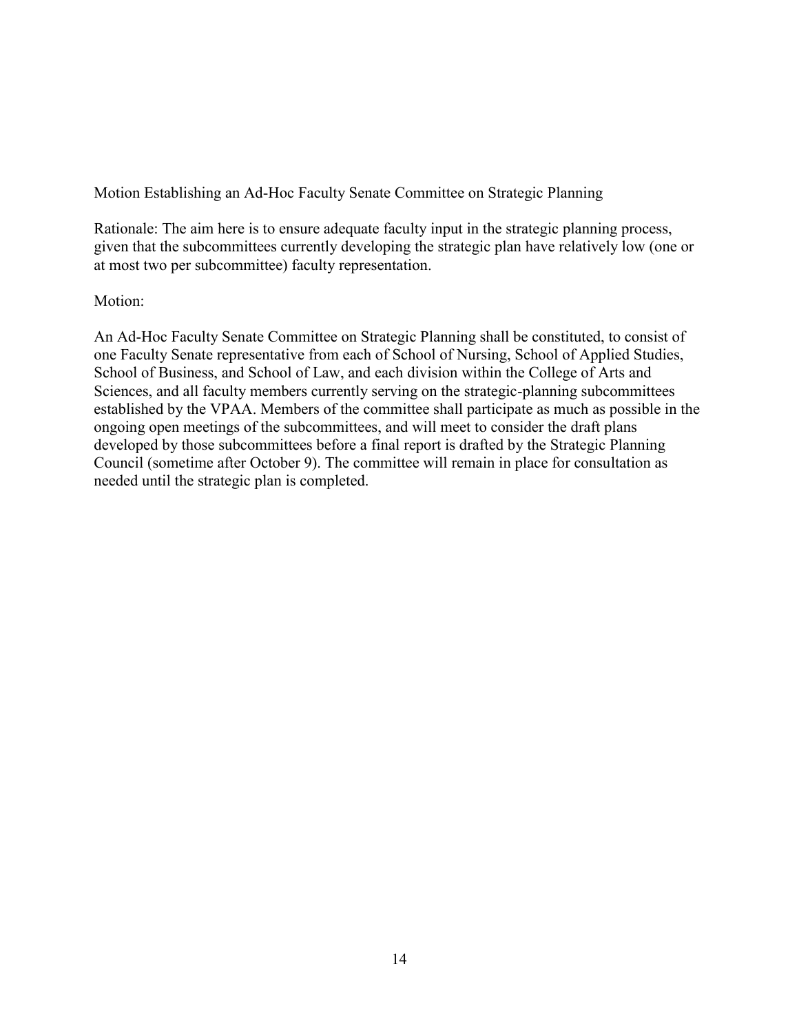Motion Establishing an Ad-Hoc Faculty Senate Committee on Strategic Planning

Rationale: The aim here is to ensure adequate faculty input in the strategic planning process, given that the subcommittees currently developing the strategic plan have relatively low (one or at most two per subcommittee) faculty representation.

Motion:

An Ad-Hoc Faculty Senate Committee on Strategic Planning shall be constituted, to consist of one Faculty Senate representative from each of School of Nursing, School of Applied Studies, School of Business, and School of Law, and each division within the College of Arts and Sciences, and all faculty members currently serving on the strategic-planning subcommittees established by the VPAA. Members of the committee shall participate as much as possible in the ongoing open meetings of the subcommittees, and will meet to consider the draft plans developed by those subcommittees before a final report is drafted by the Strategic Planning Council (sometime after October 9). The committee will remain in place for consultation as needed until the strategic plan is completed.